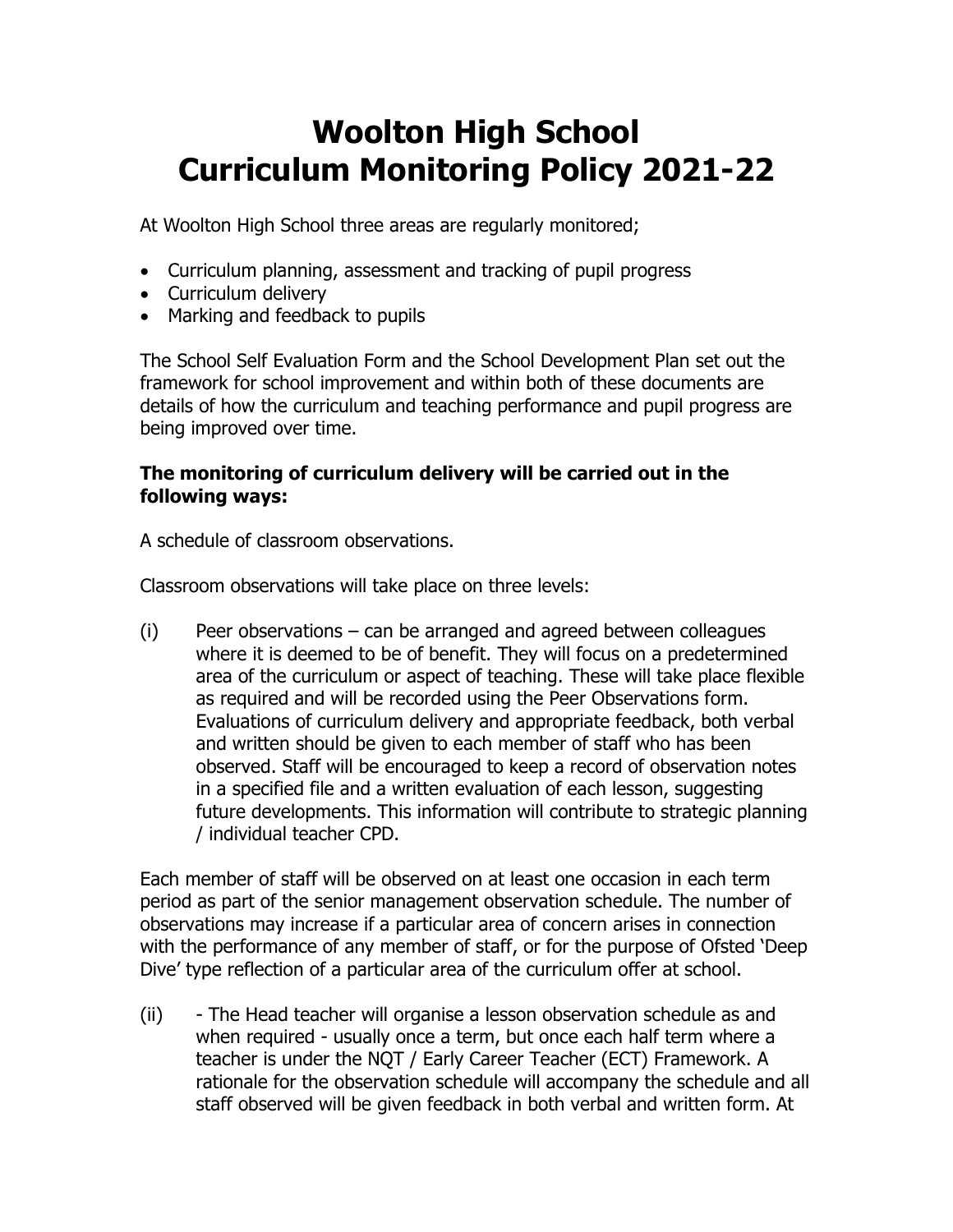# Woolton High School
# Curriculum Monitoring Policy 2021-22

At Woolton High School three areas are regularly monitored;

- Curriculum planning, assessment and tracking of pupil progress
- Curriculum delivery
- Marking and feedback to pupils

The School Self Evaluation Form and the School Development Plan set out the framework for school improvement and within both of these documents are details of how the curriculum and teaching performance and pupil progress are being improved over time.

**The monitoring of curriculum delivery will be carried out in the following ways:**

A schedule of classroom observations.

Classroom observations will take place on three levels:

(i) Peer observations – can be arranged and agreed between colleagues where it is deemed to be of benefit. They will focus on a predetermined area of the curriculum or aspect of teaching. These will take place flexible as required and will be recorded using the Peer Observations form. Evaluations of curriculum delivery and appropriate feedback, both verbal and written should be given to each member of staff who has been observed. Staff will be encouraged to keep a record of observation notes in a specified file and a written evaluation of each lesson, suggesting future developments. This information will contribute to strategic planning / individual teacher CPD.

Each member of staff will be observed on at least one occasion in each term period as part of the senior management observation schedule. The number of observations may increase if a particular area of concern arises in connection with the performance of any member of staff, or for the purpose of Ofsted 'Deep Dive' type reflection of a particular area of the curriculum offer at school.

(ii) - The Head teacher will organise a lesson observation schedule as and when required - usually once a term, but once each half term where a teacher is under the NQT / Early Career Teacher (ECT) Framework. A rationale for the observation schedule will accompany the schedule and all staff observed will be given feedback in both verbal and written form. At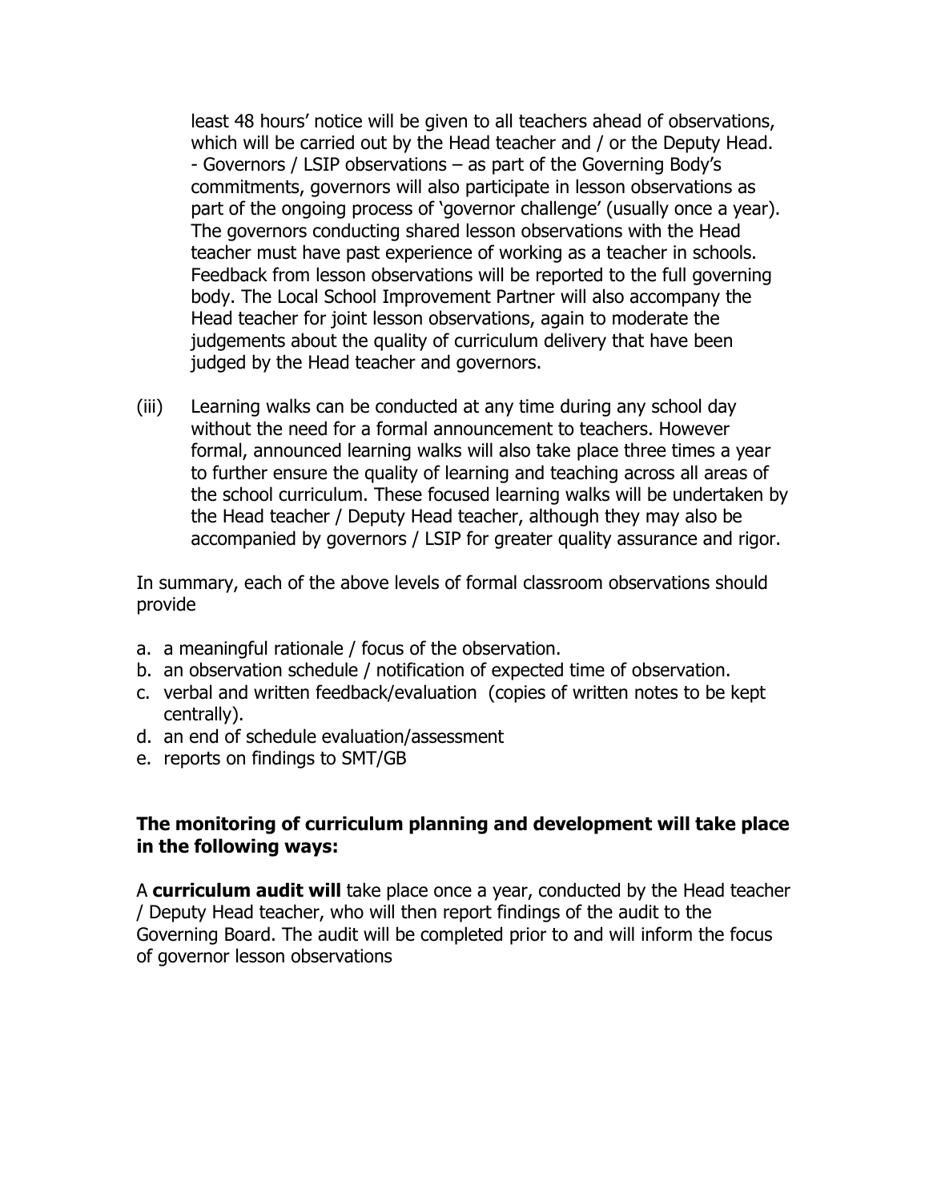least 48 hours' notice will be given to all teachers ahead of observations, which will be carried out by the Head teacher and / or the Deputy Head.
- Governors / LSIP observations – as part of the Governing Body's commitments, governors will also participate in lesson observations as part of the ongoing process of 'governor challenge' (usually once a year). The governors conducting shared lesson observations with the Head teacher must have past experience of working as a teacher in schools. Feedback from lesson observations will be reported to the full governing body. The Local School Improvement Partner will also accompany the Head teacher for joint lesson observations, again to moderate the judgements about the quality of curriculum delivery that have been judged by the Head teacher and governors.

(iii) Learning walks can be conducted at any time during any school day without the need for a formal announcement to teachers. However formal, announced learning walks will also take place three times a year to further ensure the quality of learning and teaching across all areas of the school curriculum. These focused learning walks will be undertaken by the Head teacher / Deputy Head teacher, although they may also be accompanied by governors / LSIP for greater quality assurance and rigor.

In summary, each of the above levels of formal classroom observations should provide

a. a meaningful rationale / focus of the observation.
b. an observation schedule / notification of expected time of observation.
c. verbal and written feedback/evaluation (copies of written notes to be kept centrally).
d. an end of schedule evaluation/assessment
e. reports on findings to SMT/GB

**The monitoring of curriculum planning and development will take place in the following ways:**

A **curriculum audit will** take place once a year, conducted by the Head teacher / Deputy Head teacher, who will then report findings of the audit to the Governing Board. The audit will be completed prior to and will inform the focus of governor lesson observations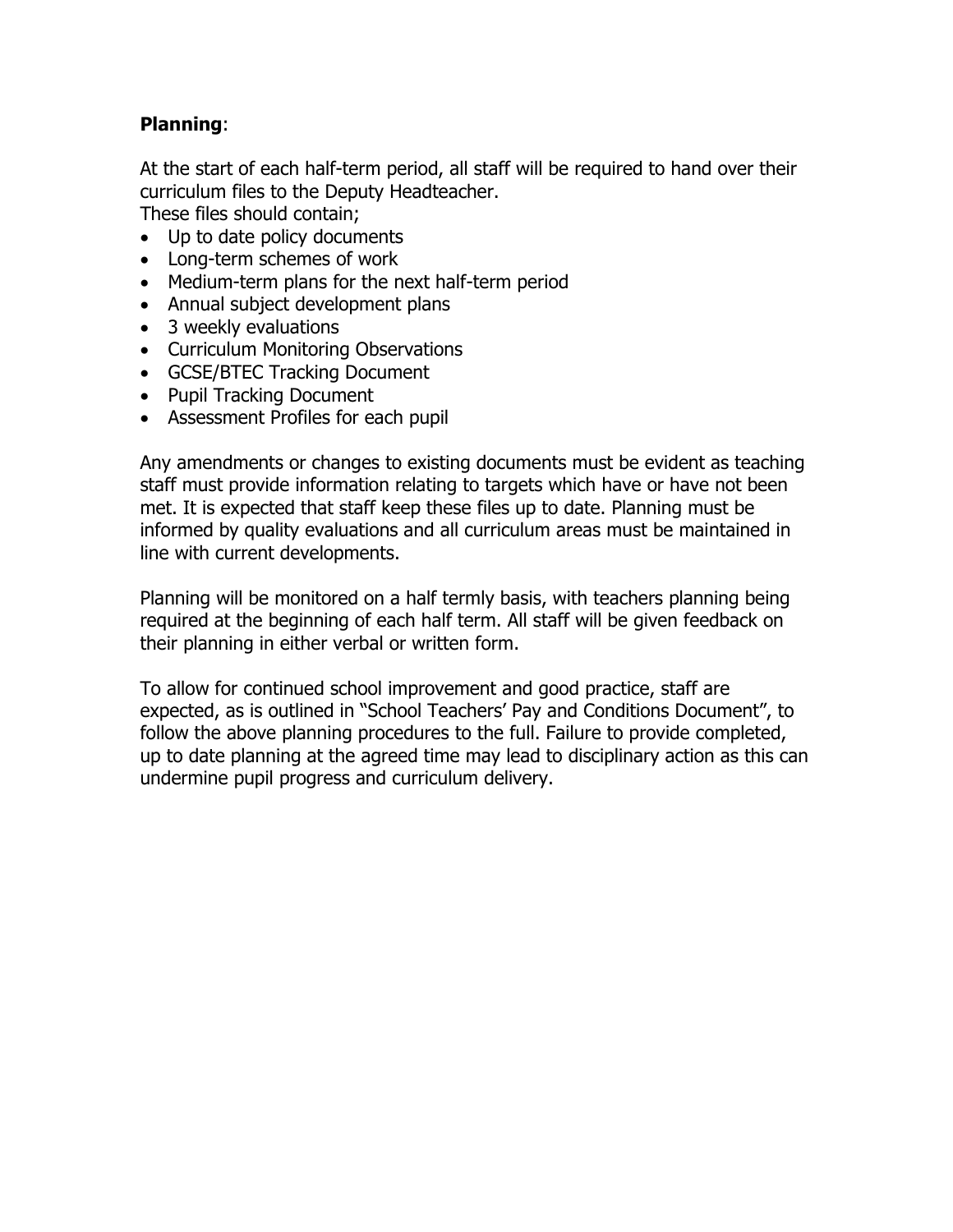**Planning**:

At the start of each half-term period, all staff will be required to hand over their curriculum files to the Deputy Headteacher.
These files should contain;

- Up to date policy documents
- Long-term schemes of work
- Medium-term plans for the next half-term period
- Annual subject development plans
- 3 weekly evaluations
- Curriculum Monitoring Observations
- GCSE/BTEC Tracking Document
- Pupil Tracking Document
- Assessment Profiles for each pupil

Any amendments or changes to existing documents must be evident as teaching staff must provide information relating to targets which have or have not been met. It is expected that staff keep these files up to date. Planning must be informed by quality evaluations and all curriculum areas must be maintained in line with current developments.

Planning will be monitored on a half termly basis, with teachers planning being required at the beginning of each half term. All staff will be given feedback on their planning in either verbal or written form.

To allow for continued school improvement and good practice, staff are expected, as is outlined in "School Teachers' Pay and Conditions Document", to follow the above planning procedures to the full. Failure to provide completed, up to date planning at the agreed time may lead to disciplinary action as this can undermine pupil progress and curriculum delivery.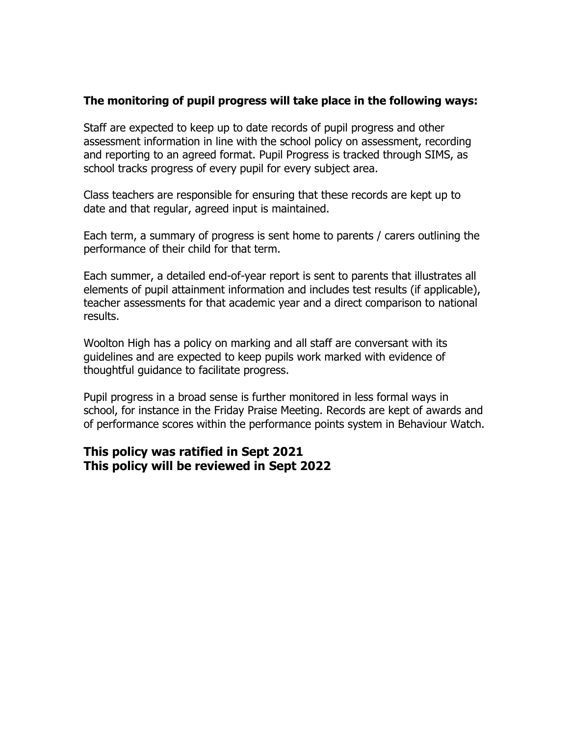**The monitoring of pupil progress will take place in the following ways:**

Staff are expected to keep up to date records of pupil progress and other assessment information in line with the school policy on assessment, recording and reporting to an agreed format. Pupil Progress is tracked through SIMS, as school tracks progress of every pupil for every subject area.

Class teachers are responsible for ensuring that these records are kept up to date and that regular, agreed input is maintained.

Each term, a summary of progress is sent home to parents / carers outlining the performance of their child for that term.

Each summer, a detailed end-of-year report is sent to parents that illustrates all elements of pupil attainment information and includes test results (if applicable), teacher assessments for that academic year and a direct comparison to national results.

Woolton High has a policy on marking and all staff are conversant with its guidelines and are expected to keep pupils work marked with evidence of thoughtful guidance to facilitate progress.

Pupil progress in a broad sense is further monitored in less formal ways in school, for instance in the Friday Praise Meeting. Records are kept of awards and of performance scores within the performance points system in Behaviour Watch.

**This policy was ratified in Sept 2021**
**This policy will be reviewed in Sept 2022**